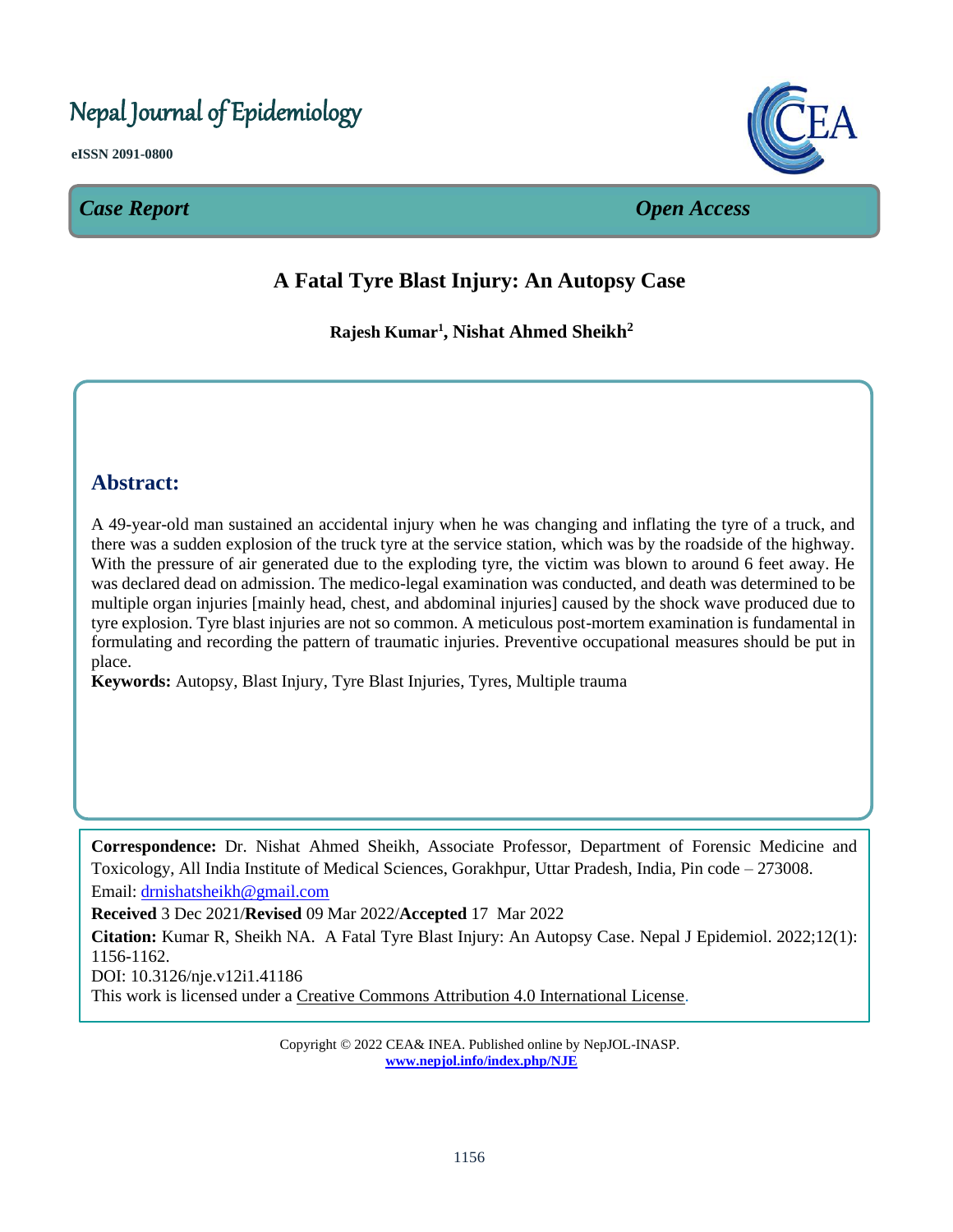Nepal Journal of Epidemiology

**eISSN 2091-0800**

*Case Report* *Open Access*

# A Fatal Tyre Blast Injury: An Autopsy Case

**Rajesh Kumar[1], Nishat Ahmed Sheikh[2]**

## Abstract:

A 49-year-old man sustained an accidental injury when he was changing and inflating the tyre of a truck, and there was a sudden explosion of the truck tyre at the service station, which was by the roadside of the highway. With the pressure of air generated due to the exploding tyre, the victim was blown to around 6 feet away. He was declared dead on admission. The medico-legal examination was conducted, and death was determined to be multiple organ injuries [mainly head, chest, and abdominal injuries] caused by the shock wave produced due to tyre explosion. Tyre blast injuries are not so common. A meticulous post-mortem examination is fundamental in formulating and recording the pattern of traumatic injuries. Preventive occupational measures should be put in place.

**Keywords:** Autopsy, Blast Injury, Tyre Blast Injuries, Tyres, Multiple trauma

**Correspondence:** Dr. Nishat Ahmed Sheikh, Associate Professor, Department of Forensic Medicine and Toxicology, All India Institute of Medical Sciences, Gorakhpur, Uttar Pradesh, India, Pin code – 273008.
Email: drnishatsheikh@gmail.com

**Received** 3 Dec 2021/**Revised** 09 Mar 2022/**Accepted** 17 Mar 2022

**Citation:** Kumar R, Sheikh NA. A Fatal Tyre Blast Injury: An Autopsy Case. Nepal J Epidemiol. 2022;12(1): 1156-1162.

DOI: 10.3126/nje.v12i1.41186

This work is licensed under a Creative Commons Attribution 4.0 International License.

Copyright © 2022 CEA& INEA. Published online by NepJOL-INASP.
www.nepjol.info/index.php/NJE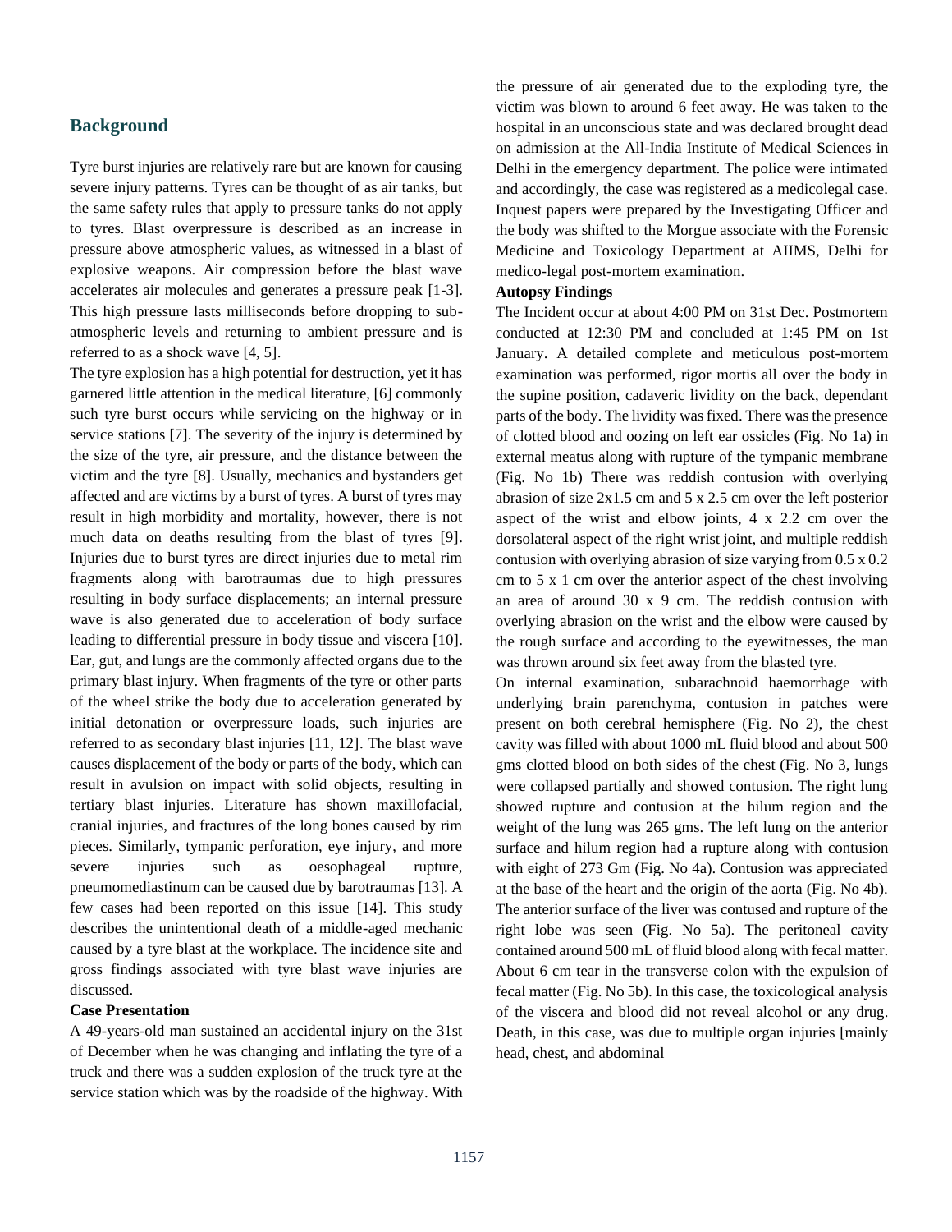## Background

Tyre burst injuries are relatively rare but are known for causing severe injury patterns. Tyres can be thought of as air tanks, but the same safety rules that apply to pressure tanks do not apply to tyres. Blast overpressure is described as an increase in pressure above atmospheric values, as witnessed in a blast of explosive weapons. Air compression before the blast wave accelerates air molecules and generates a pressure peak [1-3]. This high pressure lasts milliseconds before dropping to sub-atmospheric levels and returning to ambient pressure and is referred to as a shock wave [4, 5].

The tyre explosion has a high potential for destruction, yet it has garnered little attention in the medical literature, [6] commonly such tyre burst occurs while servicing on the highway or in service stations [7]. The severity of the injury is determined by the size of the tyre, air pressure, and the distance between the victim and the tyre [8]. Usually, mechanics and bystanders get affected and are victims by a burst of tyres. A burst of tyres may result in high morbidity and mortality, however, there is not much data on deaths resulting from the blast of tyres [9]. Injuries due to burst tyres are direct injuries due to metal rim fragments along with barotraumas due to high pressures resulting in body surface displacements; an internal pressure wave is also generated due to acceleration of body surface leading to differential pressure in body tissue and viscera [10]. Ear, gut, and lungs are the commonly affected organs due to the primary blast injury. When fragments of the tyre or other parts of the wheel strike the body due to acceleration generated by initial detonation or overpressure loads, such injuries are referred to as secondary blast injuries [11, 12]. The blast wave causes displacement of the body or parts of the body, which can result in avulsion on impact with solid objects, resulting in tertiary blast injuries. Literature has shown maxillofacial, cranial injuries, and fractures of the long bones caused by rim pieces. Similarly, tympanic perforation, eye injury, and more severe injuries such as oesophageal rupture, pneumomediastinum can be caused due by barotraumas [13]. A few cases had been reported on this issue [14]. This study describes the unintentional death of a middle-aged mechanic caused by a tyre blast at the workplace. The incidence site and gross findings associated with tyre blast wave injuries are discussed.

**Case Presentation**

A 49-years-old man sustained an accidental injury on the 31st of December when he was changing and inflating the tyre of a truck and there was a sudden explosion of the truck tyre at the service station which was by the roadside of the highway. With the pressure of air generated due to the exploding tyre, the victim was blown to around 6 feet away. He was taken to the hospital in an unconscious state and was declared brought dead on admission at the All-India Institute of Medical Sciences in Delhi in the emergency department. The police were intimated and accordingly, the case was registered as a medicolegal case. Inquest papers were prepared by the Investigating Officer and the body was shifted to the Morgue associate with the Forensic Medicine and Toxicology Department at AIIMS, Delhi for medico-legal post-mortem examination.

**Autopsy Findings**

The Incident occur at about 4:00 PM on 31st Dec. Postmortem conducted at 12:30 PM and concluded at 1:45 PM on 1st January. A detailed complete and meticulous post-mortem examination was performed, rigor mortis all over the body in the supine position, cadaveric lividity on the back, dependant parts of the body. The lividity was fixed. There was the presence of clotted blood and oozing on left ear ossicles (Fig. No 1a) in external meatus along with rupture of the tympanic membrane (Fig. No 1b) There was reddish contusion with overlying abrasion of size 2x1.5 cm and 5 x 2.5 cm over the left posterior aspect of the wrist and elbow joints, 4 x 2.2 cm over the dorsolateral aspect of the right wrist joint, and multiple reddish contusion with overlying abrasion of size varying from 0.5 x 0.2 cm to 5 x 1 cm over the anterior aspect of the chest involving an area of around 30 x 9 cm. The reddish contusion with overlying abrasion on the wrist and the elbow were caused by the rough surface and according to the eyewitnesses, the man was thrown around six feet away from the blasted tyre.

On internal examination, subarachnoid haemorrhage with underlying brain parenchyma, contusion in patches were present on both cerebral hemisphere (Fig. No 2), the chest cavity was filled with about 1000 mL fluid blood and about 500 gms clotted blood on both sides of the chest (Fig. No 3, lungs were collapsed partially and showed contusion. The right lung showed rupture and contusion at the hilum region and the weight of the lung was 265 gms. The left lung on the anterior surface and hilum region had a rupture along with contusion with eight of 273 Gm (Fig. No 4a). Contusion was appreciated at the base of the heart and the origin of the aorta (Fig. No 4b). The anterior surface of the liver was contused and rupture of the right lobe was seen (Fig. No 5a). The peritoneal cavity contained around 500 mL of fluid blood along with fecal matter. About 6 cm tear in the transverse colon with the expulsion of fecal matter (Fig. No 5b). In this case, the toxicological analysis of the viscera and blood did not reveal alcohol or any drug. Death, in this case, was due to multiple organ injuries [mainly head, chest, and abdominal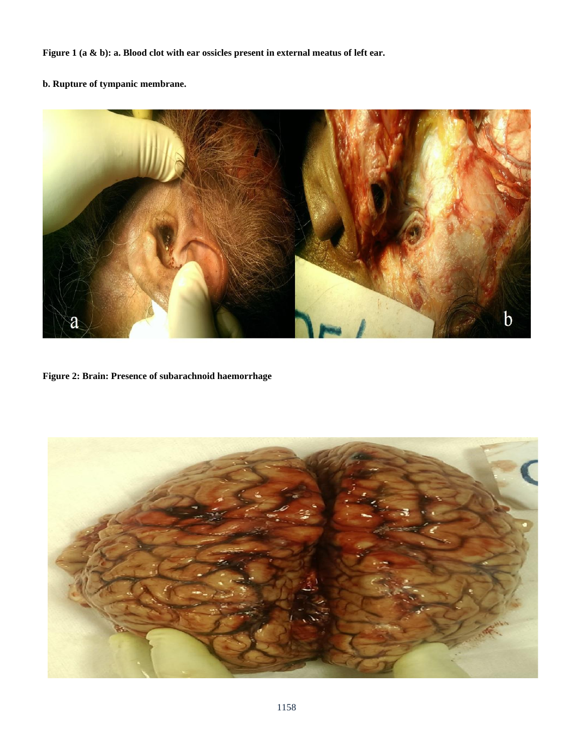**Figure 1 (a & b): a. Blood clot with ear ossicles present in external meatus of left ear.**

**b. Rupture of tympanic membrane.**

**Figure 2: Brain: Presence of subarachnoid haemorrhage**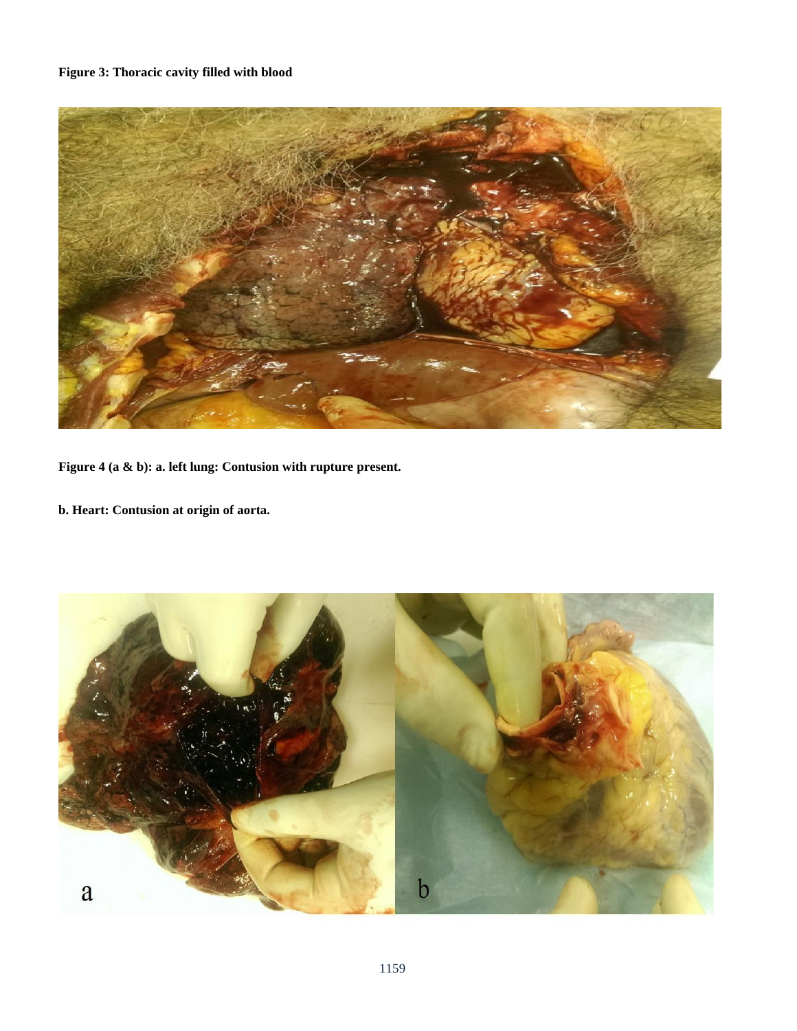**Figure 3: Thoracic cavity filled with blood**

**Figure 4 (a & b): a. left lung: Contusion with rupture present.**

**b. Heart: Contusion at origin of aorta.**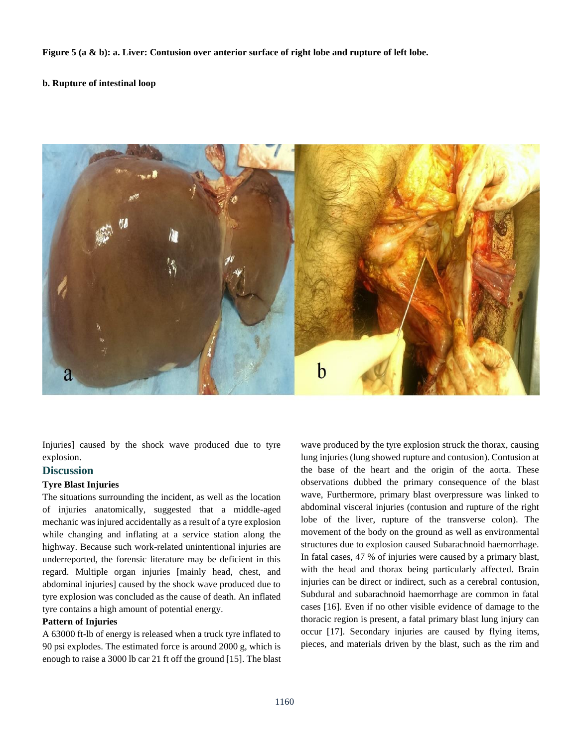**Figure 5 (a & b): a. Liver: Contusion over anterior surface of right lobe and rupture of left lobe.**

**b. Rupture of intestinal loop**

Injuries] caused by the shock wave produced due to tyre explosion.

## Discussion

### Tyre Blast Injuries

The situations surrounding the incident, as well as the location of injuries anatomically, suggested that a middle-aged mechanic was injured accidentally as a result of a tyre explosion while changing and inflating at a service station along the highway. Because such work-related unintentional injuries are underreported, the forensic literature may be deficient in this regard. Multiple organ injuries [mainly head, chest, and abdominal injuries] caused by the shock wave produced due to tyre explosion was concluded as the cause of death. An inflated tyre contains a high amount of potential energy.

### Pattern of Injuries

A 63000 ft-lb of energy is released when a truck tyre inflated to 90 psi explodes. The estimated force is around 2000 g, which is enough to raise a 3000 lb car 21 ft off the ground [15]. The blast wave produced by the tyre explosion struck the thorax, causing lung injuries (lung showed rupture and contusion). Contusion at the base of the heart and the origin of the aorta. These observations dubbed the primary consequence of the blast wave, Furthermore, primary blast overpressure was linked to abdominal visceral injuries (contusion and rupture of the right lobe of the liver, rupture of the transverse colon). The movement of the body on the ground as well as environmental structures due to explosion caused Subarachnoid haemorrhage. In fatal cases, 47 % of injuries were caused by a primary blast, with the head and thorax being particularly affected. Brain injuries can be direct or indirect, such as a cerebral contusion, Subdural and subarachnoid haemorrhage are common in fatal cases [16]. Even if no other visible evidence of damage to the thoracic region is present, a fatal primary blast lung injury can occur [17]. Secondary injuries are caused by flying items, pieces, and materials driven by the blast, such as the rim and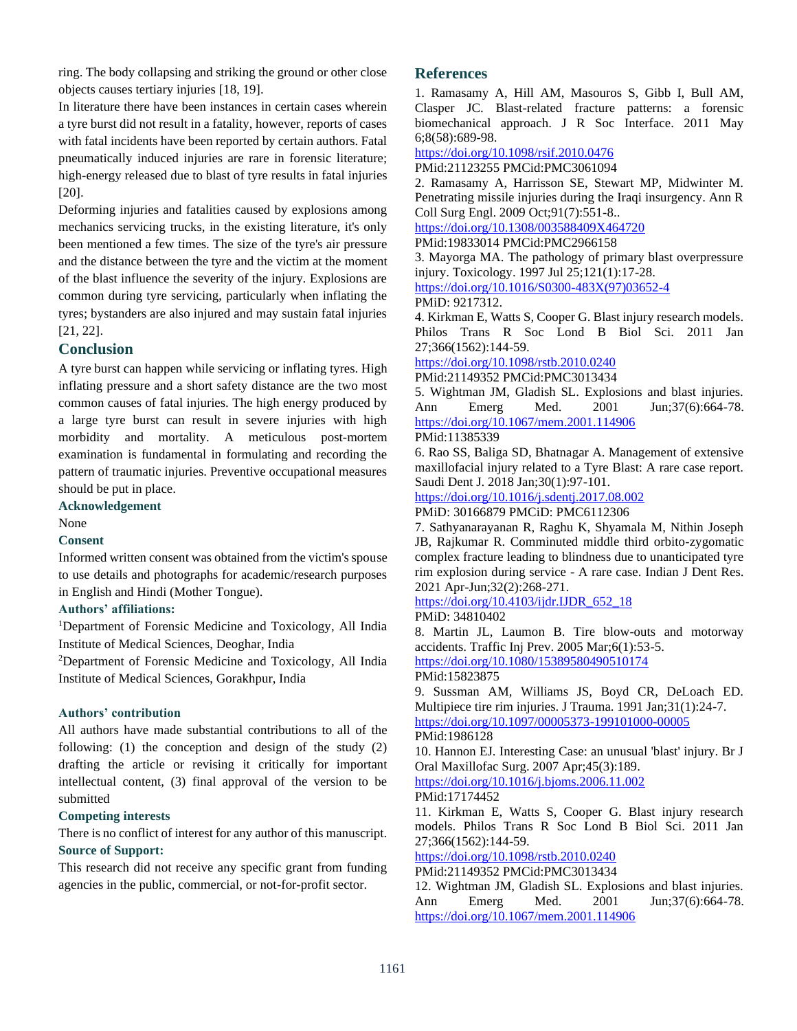ring. The body collapsing and striking the ground or other close objects causes tertiary injuries [18, 19].

In literature there have been instances in certain cases wherein a tyre burst did not result in a fatality, however, reports of cases with fatal incidents have been reported by certain authors. Fatal pneumatically induced injuries are rare in forensic literature; high-energy released due to blast of tyre results in fatal injuries [20].

Deforming injuries and fatalities caused by explosions among mechanics servicing trucks, in the existing literature, it's only been mentioned a few times. The size of the tyre's air pressure and the distance between the tyre and the victim at the moment of the blast influence the severity of the injury. Explosions are common during tyre servicing, particularly when inflating the tyres; bystanders are also injured and may sustain fatal injuries [21, 22].

## Conclusion

A tyre burst can happen while servicing or inflating tyres. High inflating pressure and a short safety distance are the two most common causes of fatal injuries. The high energy produced by a large tyre burst can result in severe injuries with high morbidity and mortality. A meticulous post-mortem examination is fundamental in formulating and recording the pattern of traumatic injuries. Preventive occupational measures should be put in place.

### Acknowledgement

None

### Consent

Informed written consent was obtained from the victim's spouse to use details and photographs for academic/research purposes in English and Hindi (Mother Tongue).

### Authors' affiliations:

[1]Department of Forensic Medicine and Toxicology, All India Institute of Medical Sciences, Deoghar, India

[2]Department of Forensic Medicine and Toxicology, All India Institute of Medical Sciences, Gorakhpur, India

### Authors' contribution

All authors have made substantial contributions to all of the following: (1) the conception and design of the study (2) drafting the article or revising it critically for important intellectual content, (3) final approval of the version to be submitted

### Competing interests

There is no conflict of interest for any author of this manuscript.

### Source of Support:

This research did not receive any specific grant from funding agencies in the public, commercial, or not-for-profit sector.

## References

1. Ramasamy A, Hill AM, Masouros S, Gibb I, Bull AM, Clasper JC. Blast-related fracture patterns: a forensic biomechanical approach. J R Soc Interface. 2011 May 6;8(58):689-98.
https://doi.org/10.1098/rsif.2010.0476
PMid:21123255 PMCid:PMC3061094

2. Ramasamy A, Harrisson SE, Stewart MP, Midwinter M. Penetrating missile injuries during the Iraqi insurgency. Ann R Coll Surg Engl. 2009 Oct;91(7):551-8..
https://doi.org/10.1308/003588409X464720
PMid:19833014 PMCid:PMC2966158

3. Mayorga MA. The pathology of primary blast overpressure injury. Toxicology. 1997 Jul 25;121(1):17-28.
https://doi.org/10.1016/S0300-483X(97)03652-4
PMiD: 9217312.

4. Kirkman E, Watts S, Cooper G. Blast injury research models. Philos Trans R Soc Lond B Biol Sci. 2011 Jan 27;366(1562):144-59.
https://doi.org/10.1098/rstb.2010.0240
PMid:21149352 PMCid:PMC3013434

5. Wightman JM, Gladish SL. Explosions and blast injuries. Ann Emerg Med. 2001 Jun;37(6):664-78.
https://doi.org/10.1067/mem.2001.114906
PMid:11385339

6. Rao SS, Baliga SD, Bhatnagar A. Management of extensive maxillofacial injury related to a Tyre Blast: A rare case report. Saudi Dent J. 2018 Jan;30(1):97-101.
https://doi.org/10.1016/j.sdentj.2017.08.002
PMiD: 30166879 PMCiD: PMC6112306

7. Sathyanarayanan R, Raghu K, Shyamala M, Nithin Joseph JB, Rajkumar R. Comminuted middle third orbito-zygomatic complex fracture leading to blindness due to unanticipated tyre rim explosion during service - A rare case. Indian J Dent Res. 2021 Apr-Jun;32(2):268-271.
https://doi.org/10.4103/ijdr.IJDR_652_18
PMiD: 34810402

8. Martin JL, Laumon B. Tire blow-outs and motorway accidents. Traffic Inj Prev. 2005 Mar;6(1):53-5.
https://doi.org/10.1080/15389580490510174
PMid:15823875

9. Sussman AM, Williams JS, Boyd CR, DeLoach ED. Multipiece tire rim injuries. J Trauma. 1991 Jan;31(1):24-7.
https://doi.org/10.1097/00005373-199101000-00005
PMid:1986128

10. Hannon EJ. Interesting Case: an unusual 'blast' injury. Br J Oral Maxillofac Surg. 2007 Apr;45(3):189.
https://doi.org/10.1016/j.bjoms.2006.11.002
PMid:17174452

11. Kirkman E, Watts S, Cooper G. Blast injury research models. Philos Trans R Soc Lond B Biol Sci. 2011 Jan 27;366(1562):144-59.
https://doi.org/10.1098/rstb.2010.0240
PMid:21149352 PMCid:PMC3013434

12. Wightman JM, Gladish SL. Explosions and blast injuries. Ann Emerg Med. 2001 Jun;37(6):664-78.
https://doi.org/10.1067/mem.2001.114906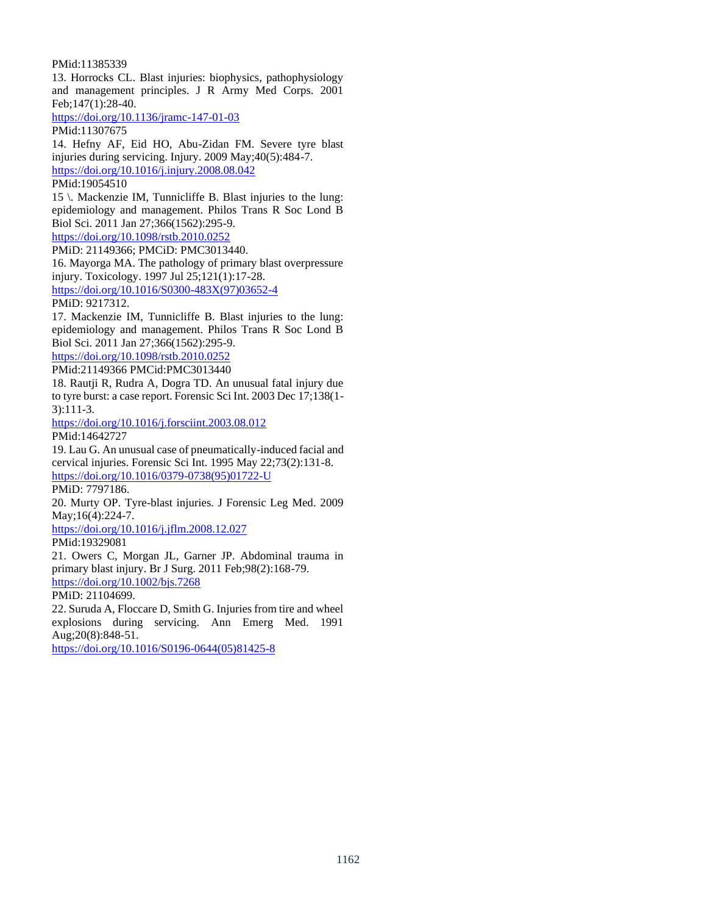PMid:11385339

13. Horrocks CL. Blast injuries: biophysics, pathophysiology and management principles. J R Army Med Corps. 2001 Feb;147(1):28-40.
https://doi.org/10.1136/jramc-147-01-03
PMid:11307675

14. Hefny AF, Eid HO, Abu-Zidan FM. Severe tyre blast injuries during servicing. Injury. 2009 May;40(5):484-7.
https://doi.org/10.1016/j.injury.2008.08.042
PMid:19054510

15 \. Mackenzie IM, Tunnicliffe B. Blast injuries to the lung: epidemiology and management. Philos Trans R Soc Lond B Biol Sci. 2011 Jan 27;366(1562):295-9.
https://doi.org/10.1098/rstb.2010.0252
PMiD: 21149366; PMCiD: PMC3013440.

16. Mayorga MA. The pathology of primary blast overpressure injury. Toxicology. 1997 Jul 25;121(1):17-28.
https://doi.org/10.1016/S0300-483X(97)03652-4
PMiD: 9217312.

17. Mackenzie IM, Tunnicliffe B. Blast injuries to the lung: epidemiology and management. Philos Trans R Soc Lond B Biol Sci. 2011 Jan 27;366(1562):295-9.
https://doi.org/10.1098/rstb.2010.0252
PMid:21149366 PMCid:PMC3013440

18. Rautji R, Rudra A, Dogra TD. An unusual fatal injury due to tyre burst: a case report. Forensic Sci Int. 2003 Dec 17;138(1-3):111-3.
https://doi.org/10.1016/j.forsciint.2003.08.012
PMid:14642727

19. Lau G. An unusual case of pneumatically-induced facial and cervical injuries. Forensic Sci Int. 1995 May 22;73(2):131-8.
https://doi.org/10.1016/0379-0738(95)01722-U
PMiD: 7797186.

20. Murty OP. Tyre-blast injuries. J Forensic Leg Med. 2009 May;16(4):224-7.
https://doi.org/10.1016/j.jflm.2008.12.027
PMid:19329081

21. Owers C, Morgan JL, Garner JP. Abdominal trauma in primary blast injury. Br J Surg. 2011 Feb;98(2):168-79.
https://doi.org/10.1002/bjs.7268
PMiD: 21104699.

22. Suruda A, Floccare D, Smith G. Injuries from tire and wheel explosions during servicing. Ann Emerg Med. 1991 Aug;20(8):848-51.
https://doi.org/10.1016/S0196-0644(05)81425-8